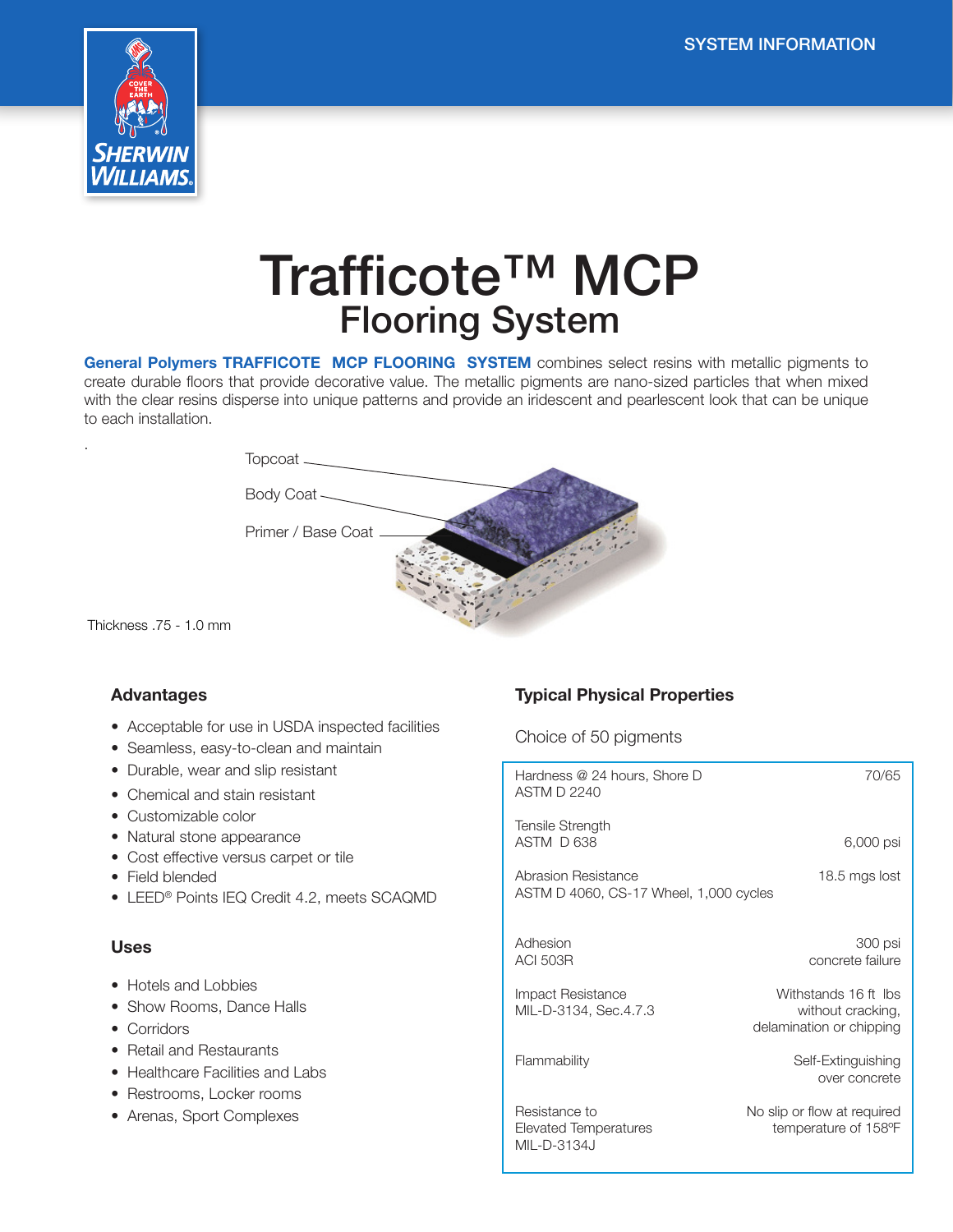SYSTEM INFORMATION

# Trafficote™ MCP
## Flooring System

**General Polymers TRAFFICOTE MCP FLOORING SYSTEM** combines select resins with metallic pigments to create durable floors that provide decorative value. The metallic pigments are nano-sized particles that when mixed with the clear resins disperse into unique patterns and provide an iridescent and pearlescent look that can be unique to each installation.

Topcoat

Body Coat

Primer / Base Coat

Thickness .75 - 1.0 mm

### Advantages

- Acceptable for use in USDA inspected facilities
- Seamless, easy-to-clean and maintain
- Durable, wear and slip resistant
- Chemical and stain resistant
- Customizable color
- Natural stone appearance
- Cost effective versus carpet or tile
- Field blended
- LEED® Points IEQ Credit 4.2, meets SCAQMD

### Uses

- Hotels and Lobbies
- Show Rooms, Dance Halls
- Corridors
- Retail and Restaurants
- Healthcare Facilities and Labs
- Restrooms, Locker rooms
- Arenas, Sport Complexes

### Typical Physical Properties

Choice of 50 pigments

| Property | Result |
|---|---|
| Hardness @ 24 hours, Shore D<br>ASTM D 2240 | 70/65 |
| Tensile Strength<br>ASTM D 638 | 6,000 psi |
| Abrasion Resistance<br>ASTM D 4060, CS-17 Wheel, 1,000 cycles | 18.5 mgs lost |
| Adhesion<br>ACI 503R | 300 psi<br>concrete failure |
| Impact Resistance<br>MIL-D-3134, Sec.4.7.3 | Withstands 16 ft lbs without cracking, delamination or chipping |
| Flammability | Self-Extinguishing over concrete |
| Resistance to Elevated Temperatures<br>MIL-D-3134J | No slip or flow at required temperature of 158ºF |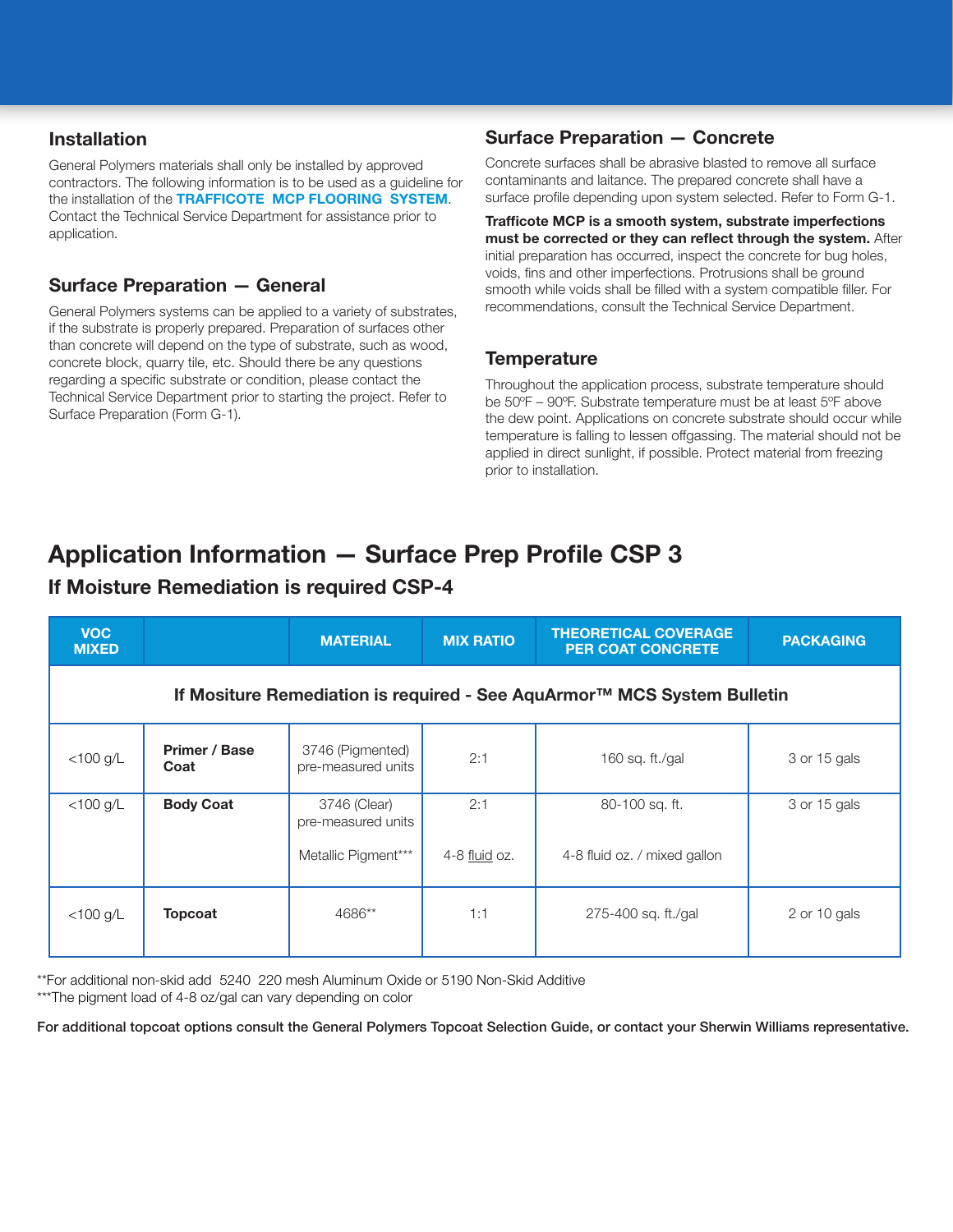## Installation

General Polymers materials shall only be installed by approved contractors. The following information is to be used as a guideline for the installation of the **TRAFFICOTE MCP FLOORING SYSTEM**. Contact the Technical Service Department for assistance prior to application.

## Surface Preparation — General

General Polymers systems can be applied to a variety of substrates, if the substrate is properly prepared. Preparation of surfaces other than concrete will depend on the type of substrate, such as wood, concrete block, quarry tile, etc. Should there be any questions regarding a specific substrate or condition, please contact the Technical Service Department prior to starting the project. Refer to Surface Preparation (Form G-1).

## Surface Preparation — Concrete

Concrete surfaces shall be abrasive blasted to remove all surface contaminants and laitance. The prepared concrete shall have a surface profile depending upon system selected. Refer to Form G-1.

**Trafficote MCP is a smooth system, substrate imperfections must be corrected or they can reflect through the system.** After initial preparation has occurred, inspect the concrete for bug holes, voids, fins and other imperfections. Protrusions shall be ground smooth while voids shall be filled with a system compatible filler. For recommendations, consult the Technical Service Department.

## Temperature

Throughout the application process, substrate temperature should be 50ºF – 90ºF. Substrate temperature must be at least 5ºF above the dew point. Applications on concrete substrate should occur while temperature is falling to lessen offgassing. The material should not be applied in direct sunlight, if possible. Protect material from freezing prior to installation.

# Application Information — Surface Prep Profile CSP 3

### If Moisture Remediation is required CSP-4

| VOC MIXED | | MATERIAL | MIX RATIO | THEORETICAL COVERAGE PER COAT CONCRETE | PACKAGING |
|---|---|---|---|---|---|
| **If Mositure Remediation is required - See AquArmor™ MCS System Bulletin** | | | | | |
| <100 g/L | **Primer / Base Coat** | 3746 (Pigmented) pre-measured units | 2:1 | 160 sq. ft./gal | 3 or 15 gals |
| <100 g/L | **Body Coat** | 3746 (Clear) pre-measured units<br><br>Metallic Pigment*** | 2:1<br><br>4-8 fluid oz. | 80-100 sq. ft.<br><br>4-8 fluid oz. / mixed gallon | 3 or 15 gals |
| <100 g/L | **Topcoat** | 4686** | 1:1 | 275-400 sq. ft./gal | 2 or 10 gals |

**For additional non-skid add 5240 220 mesh Aluminum Oxide or 5190 Non-Skid Additive

***The pigment load of 4-8 oz/gal can vary depending on color

**For additional topcoat options consult the General Polymers Topcoat Selection Guide, or contact your Sherwin Williams representative.**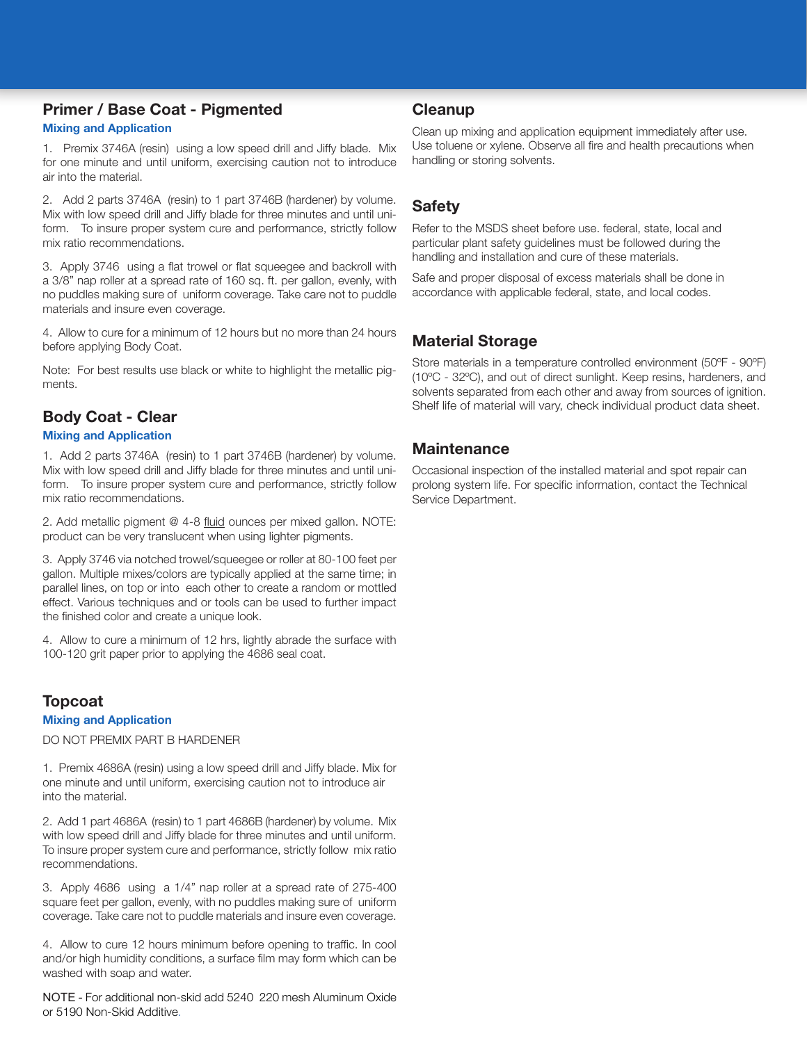## Primer / Base Coat - Pigmented

### Mixing and Application

1. Premix 3746A (resin) using a low speed drill and Jiffy blade. Mix for one minute and until uniform, exercising caution not to introduce air into the material.

2. Add 2 parts 3746A (resin) to 1 part 3746B (hardener) by volume. Mix with low speed drill and Jiffy blade for three minutes and until uniform. To insure proper system cure and performance, strictly follow mix ratio recommendations.

3. Apply 3746 using a flat trowel or flat squeegee and backroll with a 3/8" nap roller at a spread rate of 160 sq. ft. per gallon, evenly, with no puddles making sure of uniform coverage. Take care not to puddle materials and insure even coverage.

4. Allow to cure for a minimum of 12 hours but no more than 24 hours before applying Body Coat.

Note: For best results use black or white to highlight the metallic pigments.

## Body Coat - Clear

### Mixing and Application

1. Add 2 parts 3746A (resin) to 1 part 3746B (hardener) by volume. Mix with low speed drill and Jiffy blade for three minutes and until uniform. To insure proper system cure and performance, strictly follow mix ratio recommendations.

2. Add metallic pigment @ 4-8 <u>fluid</u> ounces per mixed gallon. NOTE: product can be very translucent when using lighter pigments.

3. Apply 3746 via notched trowel/squeegee or roller at 80-100 feet per gallon. Multiple mixes/colors are typically applied at the same time; in parallel lines, on top or into each other to create a random or mottled effect. Various techniques and tools can be used to further impact the finished color and create a unique look.

4. Allow to cure a minimum of 12 hrs, lightly abrade the surface with 100-120 grit paper prior to applying the 4686 seal coat.

## Topcoat

### Mixing and Application

DO NOT PREMIX PART B HARDENER

1. Premix 4686A (resin) using a low speed drill and Jiffy blade. Mix for one minute and until uniform, exercising caution not to introduce air into the material.

2. Add 1 part 4686A (resin) to 1 part 4686B (hardener) by volume. Mix with low speed drill and Jiffy blade for three minutes and until uniform. To insure proper system cure and performance, strictly follow mix ratio recommendations.

3. Apply 4686 using a 1/4" nap roller at a spread rate of 275-400 square feet per gallon, evenly, with no puddles making sure of uniform coverage. Take care not to puddle materials and insure even coverage.

4. Allow to cure 12 hours minimum before opening to traffic. In cool and/or high humidity conditions, a surface film may form which can be washed with soap and water.

NOTE - For additional non-skid add 5240 220 mesh Aluminum Oxide or 5190 Non-Skid Additive.

## Cleanup

Clean up mixing and application equipment immediately after use. Use toluene or xylene. Observe all fire and health precautions when handling or storing solvents.

## Safety

Refer to the MSDS sheet before use. federal, state, local and particular plant safety guidelines must be followed during the handling and installation and cure of these materials.

Safe and proper disposal of excess materials shall be done in accordance with applicable federal, state, and local codes.

## Material Storage

Store materials in a temperature controlled environment (50ºF - 90ºF) (10ºC - 32ºC), and out of direct sunlight. Keep resins, hardeners, and solvents separated from each other and away from sources of ignition. Shelf life of material will vary, check individual product data sheet.

## Maintenance

Occasional inspection of the installed material and spot repair can prolong system life. For specific information, contact the Technical Service Department.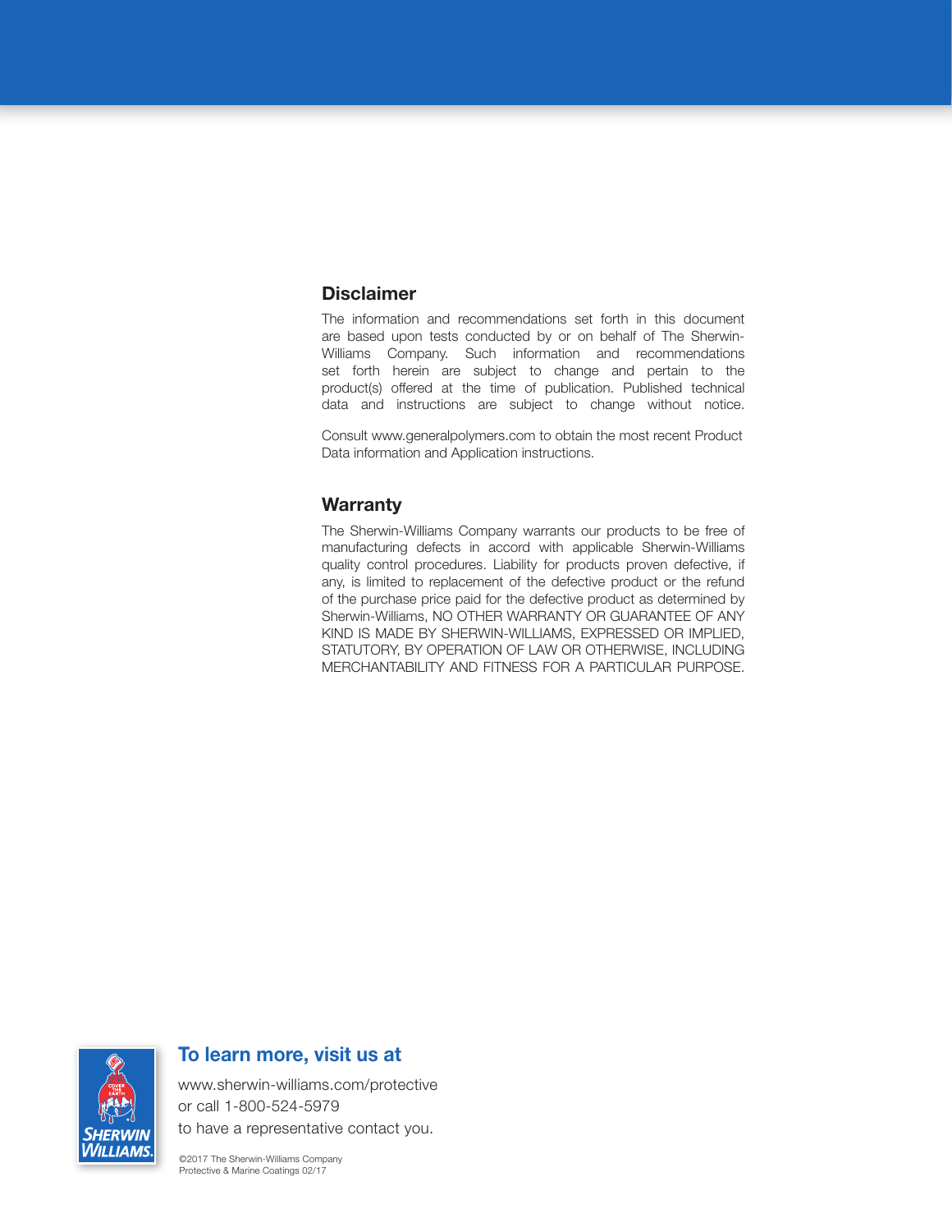## Disclaimer

The information and recommendations set forth in this document are based upon tests conducted by or on behalf of The Sherwin-Williams Company. Such information and recommendations set forth herein are subject to change and pertain to the product(s) offered at the time of publication. Published technical data and instructions are subject to change without notice.

Consult www.generalpolymers.com to obtain the most recent Product Data information and Application instructions.

## Warranty

The Sherwin-Williams Company warrants our products to be free of manufacturing defects in accord with applicable Sherwin-Williams quality control procedures. Liability for products proven defective, if any, is limited to replacement of the defective product or the refund of the purchase price paid for the defective product as determined by Sherwin-Williams, NO OTHER WARRANTY OR GUARANTEE OF ANY KIND IS MADE BY SHERWIN-WILLIAMS, EXPRESSED OR IMPLIED, STATUTORY, BY OPERATION OF LAW OR OTHERWISE, INCLUDING MERCHANTABILITY AND FITNESS FOR A PARTICULAR PURPOSE.

## To learn more, visit us at

www.sherwin-williams.com/protective
or call 1-800-524-5979
to have a representative contact you.

©2017 The Sherwin-Williams Company
Protective & Marine Coatings 02/17